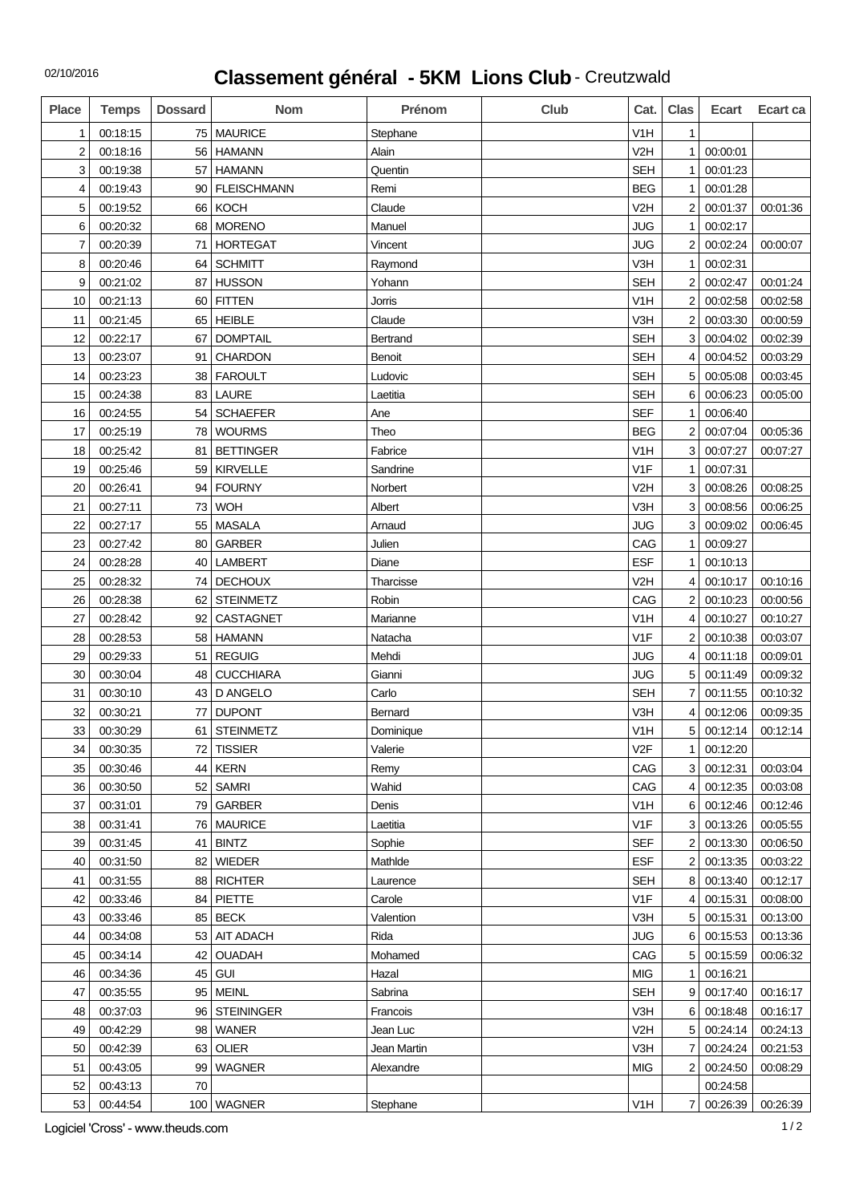02/10/2016

# Classement général - 5KM Lions Club - Creutzwald

| Place | Temps | Dossard | Nom | Prénom | Club | Cat. | Clas | Ecart | Ecart ca |
|---|---|---|---|---|---|---|---|---|---|
| 1 | 00:18:15 | 75 | MAURICE | Stephane | | V1H | 1 | | |
| 2 | 00:18:16 | 56 | HAMANN | Alain | | V2H | 1 | 00:00:01 | |
| 3 | 00:19:38 | 57 | HAMANN | Quentin | | SEH | 1 | 00:01:23 | |
| 4 | 00:19:43 | 90 | FLEISCHMANN | Remi | | BEG | 1 | 00:01:28 | |
| 5 | 00:19:52 | 66 | KOCH | Claude | | V2H | 2 | 00:01:37 | 00:01:36 |
| 6 | 00:20:32 | 68 | MORENO | Manuel | | JUG | 1 | 00:02:17 | |
| 7 | 00:20:39 | 71 | HORTEGAT | Vincent | | JUG | 2 | 00:02:24 | 00:00:07 |
| 8 | 00:20:46 | 64 | SCHMITT | Raymond | | V3H | 1 | 00:02:31 | |
| 9 | 00:21:02 | 87 | HUSSON | Yohann | | SEH | 2 | 00:02:47 | 00:01:24 |
| 10 | 00:21:13 | 60 | FITTEN | Jorris | | V1H | 2 | 00:02:58 | 00:02:58 |
| 11 | 00:21:45 | 65 | HEIBLE | Claude | | V3H | 2 | 00:03:30 | 00:00:59 |
| 12 | 00:22:17 | 67 | DOMPTAIL | Bertrand | | SEH | 3 | 00:04:02 | 00:02:39 |
| 13 | 00:23:07 | 91 | CHARDON | Benoit | | SEH | 4 | 00:04:52 | 00:03:29 |
| 14 | 00:23:23 | 38 | FAROULT | Ludovic | | SEH | 5 | 00:05:08 | 00:03:45 |
| 15 | 00:24:38 | 83 | LAURE | Laetitia | | SEH | 6 | 00:06:23 | 00:05:00 |
| 16 | 00:24:55 | 54 | SCHAEFER | Ane | | SEF | 1 | 00:06:40 | |
| 17 | 00:25:19 | 78 | WOURMS | Theo | | BEG | 2 | 00:07:04 | 00:05:36 |
| 18 | 00:25:42 | 81 | BETTINGER | Fabrice | | V1H | 3 | 00:07:27 | 00:07:27 |
| 19 | 00:25:46 | 59 | KIRVELLE | Sandrine | | V1F | 1 | 00:07:31 | |
| 20 | 00:26:41 | 94 | FOURNY | Norbert | | V2H | 3 | 00:08:26 | 00:08:25 |
| 21 | 00:27:11 | 73 | WOH | Albert | | V3H | 3 | 00:08:56 | 00:06:25 |
| 22 | 00:27:17 | 55 | MASALA | Arnaud | | JUG | 3 | 00:09:02 | 00:06:45 |
| 23 | 00:27:42 | 80 | GARBER | Julien | | CAG | 1 | 00:09:27 | |
| 24 | 00:28:28 | 40 | LAMBERT | Diane | | ESF | 1 | 00:10:13 | |
| 25 | 00:28:32 | 74 | DECHOUX | Tharcisse | | V2H | 4 | 00:10:17 | 00:10:16 |
| 26 | 00:28:38 | 62 | STEINMETZ | Robin | | CAG | 2 | 00:10:23 | 00:00:56 |
| 27 | 00:28:42 | 92 | CASTAGNET | Marianne | | V1H | 4 | 00:10:27 | 00:10:27 |
| 28 | 00:28:53 | 58 | HAMANN | Natacha | | V1F | 2 | 00:10:38 | 00:03:07 |
| 29 | 00:29:33 | 51 | REGUIG | Mehdi | | JUG | 4 | 00:11:18 | 00:09:01 |
| 30 | 00:30:04 | 48 | CUCCHIARA | Gianni | | JUG | 5 | 00:11:49 | 00:09:32 |
| 31 | 00:30:10 | 43 | D ANGELO | Carlo | | SEH | 7 | 00:11:55 | 00:10:32 |
| 32 | 00:30:21 | 77 | DUPONT | Bernard | | V3H | 4 | 00:12:06 | 00:09:35 |
| 33 | 00:30:29 | 61 | STEINMETZ | Dominique | | V1H | 5 | 00:12:14 | 00:12:14 |
| 34 | 00:30:35 | 72 | TISSIER | Valerie | | V2F | 1 | 00:12:20 | |
| 35 | 00:30:46 | 44 | KERN | Remy | | CAG | 3 | 00:12:31 | 00:03:04 |
| 36 | 00:30:50 | 52 | SAMRI | Wahid | | CAG | 4 | 00:12:35 | 00:03:08 |
| 37 | 00:31:01 | 79 | GARBER | Denis | | V1H | 6 | 00:12:46 | 00:12:46 |
| 38 | 00:31:41 | 76 | MAURICE | Laetitia | | V1F | 3 | 00:13:26 | 00:05:55 |
| 39 | 00:31:45 | 41 | BINTZ | Sophie | | SEF | 2 | 00:13:30 | 00:06:50 |
| 40 | 00:31:50 | 82 | WIEDER | Mathlde | | ESF | 2 | 00:13:35 | 00:03:22 |
| 41 | 00:31:55 | 88 | RICHTER | Laurence | | SEH | 8 | 00:13:40 | 00:12:17 |
| 42 | 00:33:46 | 84 | PIETTE | Carole | | V1F | 4 | 00:15:31 | 00:08:00 |
| 43 | 00:33:46 | 85 | BECK | Valention | | V3H | 5 | 00:15:31 | 00:13:00 |
| 44 | 00:34:08 | 53 | AIT ADACH | Rida | | JUG | 6 | 00:15:53 | 00:13:36 |
| 45 | 00:34:14 | 42 | OUADAH | Mohamed | | CAG | 5 | 00:15:59 | 00:06:32 |
| 46 | 00:34:36 | 45 | GUI | Hazal | | MIG | 1 | 00:16:21 | |
| 47 | 00:35:55 | 95 | MEINL | Sabrina | | SEH | 9 | 00:17:40 | 00:16:17 |
| 48 | 00:37:03 | 96 | STEININGER | Francois | | V3H | 6 | 00:18:48 | 00:16:17 |
| 49 | 00:42:29 | 98 | WANER | Jean Luc | | V2H | 5 | 00:24:14 | 00:24:13 |
| 50 | 00:42:39 | 63 | OLIER | Jean Martin | | V3H | 7 | 00:24:24 | 00:21:53 |
| 51 | 00:43:05 | 99 | WAGNER | Alexandre | | MIG | 2 | 00:24:50 | 00:08:29 |
| 52 | 00:43:13 | 70 | | | | | | 00:24:58 | |
| 53 | 00:44:54 | 100 | WAGNER | Stephane | | V1H | 7 | 00:26:39 | 00:26:39 |

Logiciel 'Cross' - www.theuds.com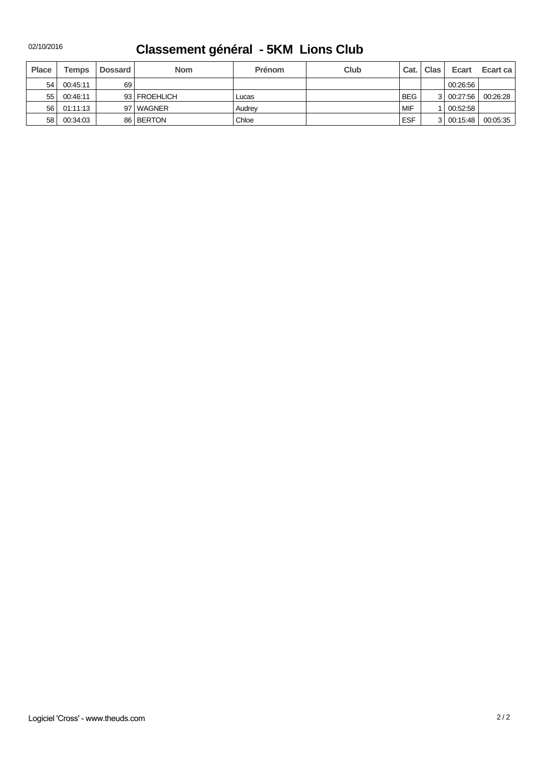02/10/2016

# Classement général - 5KM Lions Club

| Place | Temps | Dossard | Nom | Prénom | Club | Cat. | Clas | Ecart | Ecart ca |
|---|---|---|---|---|---|---|---|---|---|
| 54 | 00:45:11 | 69 | | | | | | 00:26:56 | |
| 55 | 00:46:11 | 93 | FROEHLICH | Lucas | | BEG | 3 | 00:27:56 | 00:26:28 |
| 56 | 01:11:13 | 97 | WAGNER | Audrey | | MIF | 1 | 00:52:58 | |
| 58 | 00:34:03 | 86 | BERTON | Chloe | | ESF | 3 | 00:15:48 | 00:05:35 |

Logiciel 'Cross' - www.theuds.com